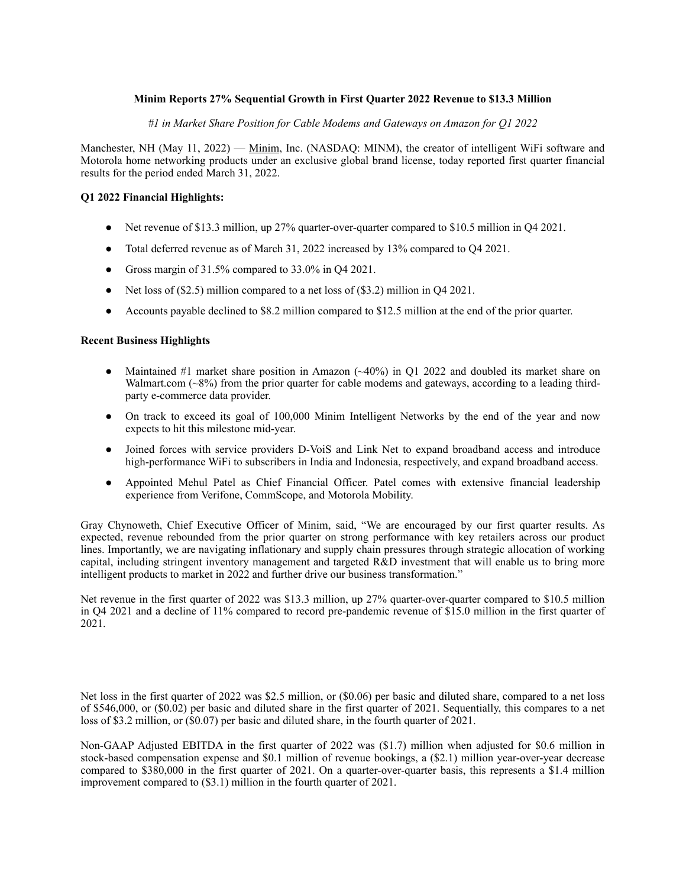**Minim Reports 27% Sequential Growth in First Quarter 2022 Revenue to $13.3 Million**

*#1 in Market Share Position for Cable Modems and Gateways on Amazon for Q1 2022*

Manchester, NH (May 11, 2022) — Minim, Inc. (NASDAQ: MINM), the creator of intelligent WiFi software and Motorola home networking products under an exclusive global brand license, today reported first quarter financial results for the period ended March 31, 2022.

**Q1 2022 Financial Highlights:**

- Net revenue of $13.3 million, up 27% quarter-over-quarter compared to $10.5 million in Q4 2021.
- Total deferred revenue as of March 31, 2022 increased by 13% compared to Q4 2021.
- Gross margin of 31.5% compared to 33.0% in Q4 2021.
- Net loss of ($2.5) million compared to a net loss of ($3.2) million in Q4 2021.
- Accounts payable declined to $8.2 million compared to $12.5 million at the end of the prior quarter.

**Recent Business Highlights**

- Maintained #1 market share position in Amazon (~40%) in Q1 2022 and doubled its market share on Walmart.com (~8%) from the prior quarter for cable modems and gateways, according to a leading third-party e-commerce data provider.
- On track to exceed its goal of 100,000 Minim Intelligent Networks by the end of the year and now expects to hit this milestone mid-year.
- Joined forces with service providers D-VoiS and Link Net to expand broadband access and introduce high-performance WiFi to subscribers in India and Indonesia, respectively, and expand broadband access.
- Appointed Mehul Patel as Chief Financial Officer. Patel comes with extensive financial leadership experience from Verifone, CommScope, and Motorola Mobility.

Gray Chynoweth, Chief Executive Officer of Minim, said, "We are encouraged by our first quarter results. As expected, revenue rebounded from the prior quarter on strong performance with key retailers across our product lines. Importantly, we are navigating inflationary and supply chain pressures through strategic allocation of working capital, including stringent inventory management and targeted R&D investment that will enable us to bring more intelligent products to market in 2022 and further drive our business transformation."

Net revenue in the first quarter of 2022 was $13.3 million, up 27% quarter-over-quarter compared to $10.5 million in Q4 2021 and a decline of 11% compared to record pre-pandemic revenue of $15.0 million in the first quarter of 2021.

Net loss in the first quarter of 2022 was $2.5 million, or ($0.06) per basic and diluted share, compared to a net loss of $546,000, or ($0.02) per basic and diluted share in the first quarter of 2021. Sequentially, this compares to a net loss of $3.2 million, or ($0.07) per basic and diluted share, in the fourth quarter of 2021.

Non-GAAP Adjusted EBITDA in the first quarter of 2022 was ($1.7) million when adjusted for $0.6 million in stock-based compensation expense and $0.1 million of revenue bookings, a ($2.1) million year-over-year decrease compared to $380,000 in the first quarter of 2021. On a quarter-over-quarter basis, this represents a $1.4 million improvement compared to ($3.1) million in the fourth quarter of 2021.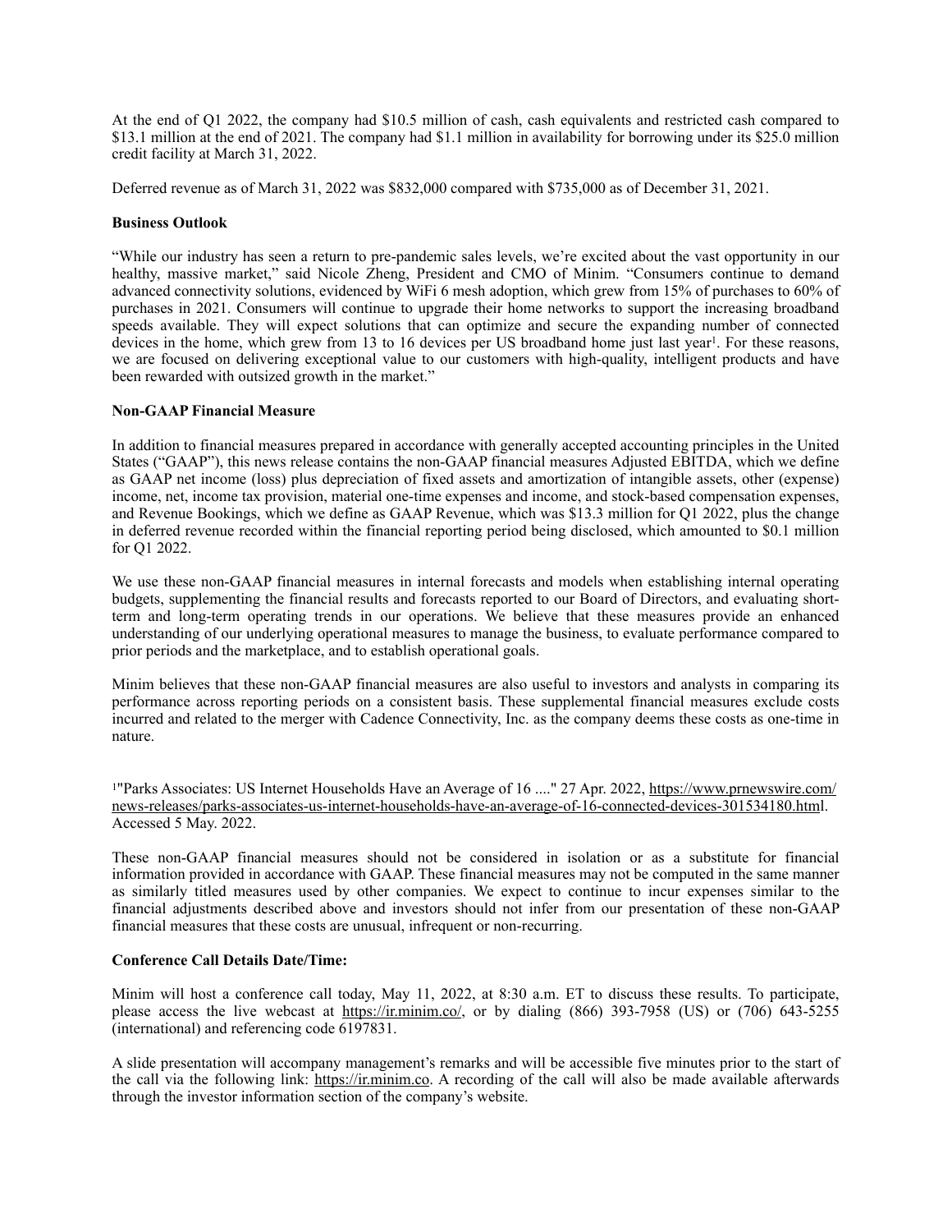At the end of Q1 2022, the company had $10.5 million of cash, cash equivalents and restricted cash compared to $13.1 million at the end of 2021. The company had $1.1 million in availability for borrowing under its $25.0 million credit facility at March 31, 2022.

Deferred revenue as of March 31, 2022 was $832,000 compared with $735,000 as of December 31, 2021.

**Business Outlook**

"While our industry has seen a return to pre-pandemic sales levels, we're excited about the vast opportunity in our healthy, massive market," said Nicole Zheng, President and CMO of Minim. "Consumers continue to demand advanced connectivity solutions, evidenced by WiFi 6 mesh adoption, which grew from 15% of purchases to 60% of purchases in 2021. Consumers will continue to upgrade their home networks to support the increasing broadband speeds available. They will expect solutions that can optimize and secure the expanding number of connected devices in the home, which grew from 13 to 16 devices per US broadband home just last year[1]. For these reasons, we are focused on delivering exceptional value to our customers with high-quality, intelligent products and have been rewarded with outsized growth in the market."

**Non-GAAP Financial Measure**

In addition to financial measures prepared in accordance with generally accepted accounting principles in the United States ("GAAP"), this news release contains the non-GAAP financial measures Adjusted EBITDA, which we define as GAAP net income (loss) plus depreciation of fixed assets and amortization of intangible assets, other (expense) income, net, income tax provision, material one-time expenses and income, and stock-based compensation expenses, and Revenue Bookings, which we define as GAAP Revenue, which was $13.3 million for Q1 2022, plus the change in deferred revenue recorded within the financial reporting period being disclosed, which amounted to $0.1 million for Q1 2022.

We use these non-GAAP financial measures in internal forecasts and models when establishing internal operating budgets, supplementing the financial results and forecasts reported to our Board of Directors, and evaluating short-term and long-term operating trends in our operations. We believe that these measures provide an enhanced understanding of our underlying operational measures to manage the business, to evaluate performance compared to prior periods and the marketplace, and to establish operational goals.

Minim believes that these non-GAAP financial measures are also useful to investors and analysts in comparing its performance across reporting periods on a consistent basis. These supplemental financial measures exclude costs incurred and related to the merger with Cadence Connectivity, Inc. as the company deems these costs as one-time in nature.

[1]"Parks Associates: US Internet Households Have an Average of 16 ...." 27 Apr. 2022, https://www.prnewswire.com/news-releases/parks-associates-us-internet-households-have-an-average-of-16-connected-devices-301534180.html. Accessed 5 May. 2022.

These non-GAAP financial measures should not be considered in isolation or as a substitute for financial information provided in accordance with GAAP. These financial measures may not be computed in the same manner as similarly titled measures used by other companies. We expect to continue to incur expenses similar to the financial adjustments described above and investors should not infer from our presentation of these non-GAAP financial measures that these costs are unusual, infrequent or non-recurring.

**Conference Call Details Date/Time:**

Minim will host a conference call today, May 11, 2022, at 8:30 a.m. ET to discuss these results. To participate, please access the live webcast at https://ir.minim.co/, or by dialing (866) 393-7958 (US) or (706) 643-5255 (international) and referencing code 6197831.

A slide presentation will accompany management's remarks and will be accessible five minutes prior to the start of the call via the following link: https://ir.minim.co. A recording of the call will also be made available afterwards through the investor information section of the company's website.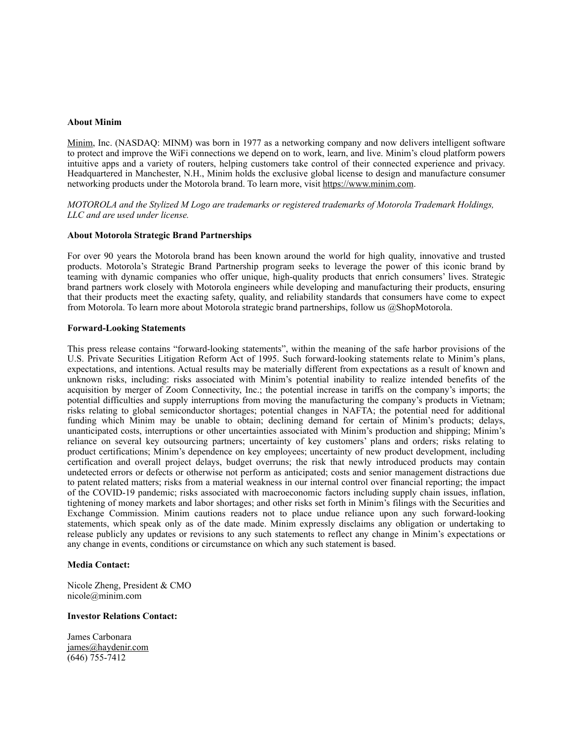**About Minim**

Minim, Inc. (NASDAQ: MINM) was born in 1977 as a networking company and now delivers intelligent software to protect and improve the WiFi connections we depend on to work, learn, and live. Minim's cloud platform powers intuitive apps and a variety of routers, helping customers take control of their connected experience and privacy. Headquartered in Manchester, N.H., Minim holds the exclusive global license to design and manufacture consumer networking products under the Motorola brand. To learn more, visit https://www.minim.com.

*MOTOROLA and the Stylized M Logo are trademarks or registered trademarks of Motorola Trademark Holdings, LLC and are used under license.*

**About Motorola Strategic Brand Partnerships**

For over 90 years the Motorola brand has been known around the world for high quality, innovative and trusted products. Motorola's Strategic Brand Partnership program seeks to leverage the power of this iconic brand by teaming with dynamic companies who offer unique, high-quality products that enrich consumers' lives. Strategic brand partners work closely with Motorola engineers while developing and manufacturing their products, ensuring that their products meet the exacting safety, quality, and reliability standards that consumers have come to expect from Motorola. To learn more about Motorola strategic brand partnerships, follow us @ShopMotorola.

**Forward-Looking Statements**

This press release contains "forward-looking statements", within the meaning of the safe harbor provisions of the U.S. Private Securities Litigation Reform Act of 1995. Such forward-looking statements relate to Minim's plans, expectations, and intentions. Actual results may be materially different from expectations as a result of known and unknown risks, including: risks associated with Minim's potential inability to realize intended benefits of the acquisition by merger of Zoom Connectivity, Inc.; the potential increase in tariffs on the company's imports; the potential difficulties and supply interruptions from moving the manufacturing the company's products in Vietnam; risks relating to global semiconductor shortages; potential changes in NAFTA; the potential need for additional funding which Minim may be unable to obtain; declining demand for certain of Minim's products; delays, unanticipated costs, interruptions or other uncertainties associated with Minim's production and shipping; Minim's reliance on several key outsourcing partners; uncertainty of key customers' plans and orders; risks relating to product certifications; Minim's dependence on key employees; uncertainty of new product development, including certification and overall project delays, budget overruns; the risk that newly introduced products may contain undetected errors or defects or otherwise not perform as anticipated; costs and senior management distractions due to patent related matters; risks from a material weakness in our internal control over financial reporting; the impact of the COVID-19 pandemic; risks associated with macroeconomic factors including supply chain issues, inflation, tightening of money markets and labor shortages; and other risks set forth in Minim's filings with the Securities and Exchange Commission. Minim cautions readers not to place undue reliance upon any such forward-looking statements, which speak only as of the date made. Minim expressly disclaims any obligation or undertaking to release publicly any updates or revisions to any such statements to reflect any change in Minim's expectations or any change in events, conditions or circumstance on which any such statement is based.

**Media Contact:**

Nicole Zheng, President & CMO
nicole@minim.com

**Investor Relations Contact:**

James Carbonara
james@haydenir.com
(646) 755-7412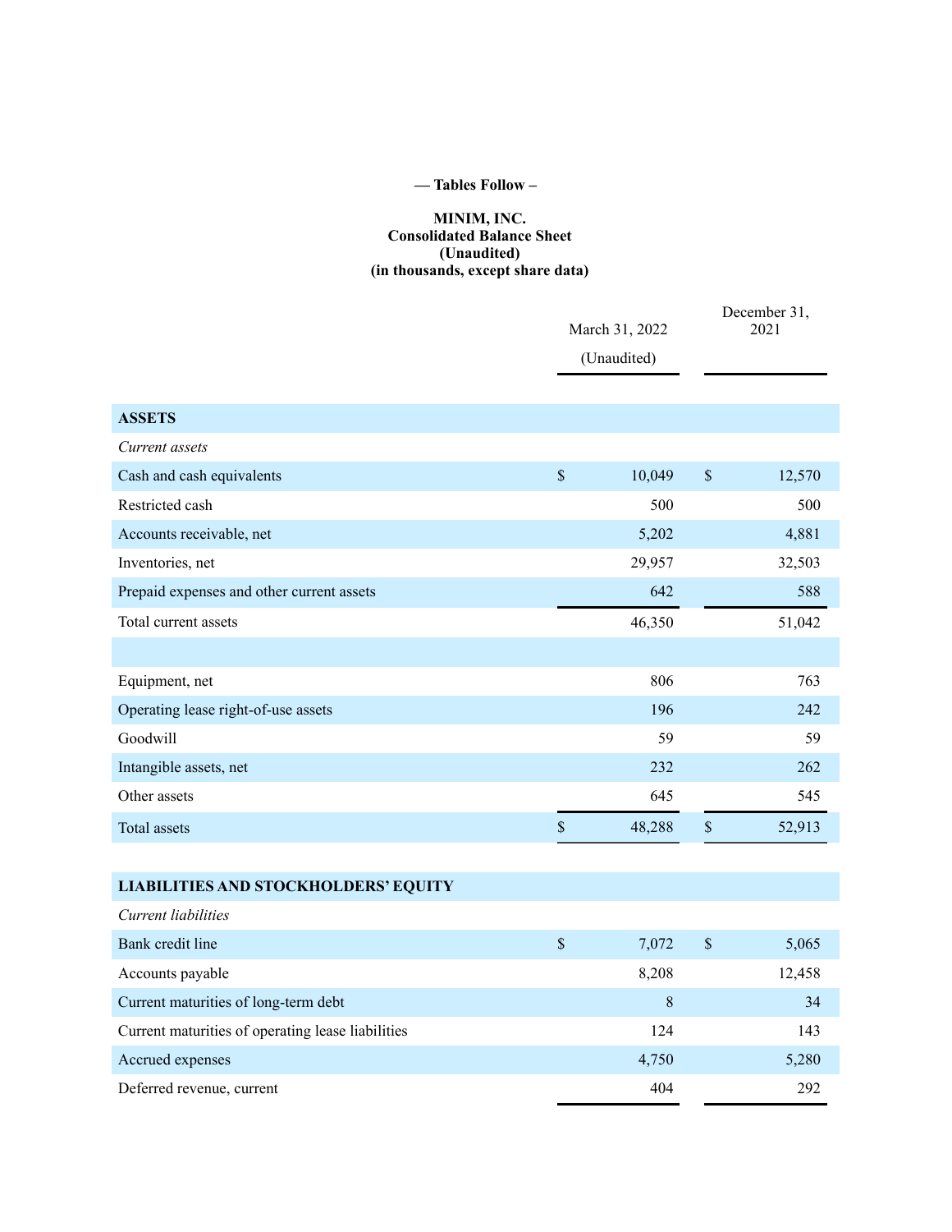**— Tables Follow –**

**MINIM, INC.**
**Consolidated Balance Sheet**
**(Unaudited)**
**(in thousands, except share data)**

| | March 31, 2022 (Unaudited) | December 31, 2021 |
|---|---|---|
| **ASSETS** | | |
| *Current assets* | | |
| Cash and cash equivalents | $ 10,049 | $ 12,570 |
| Restricted cash | 500 | 500 |
| Accounts receivable, net | 5,202 | 4,881 |
| Inventories, net | 29,957 | 32,503 |
| Prepaid expenses and other current assets | 642 | 588 |
| Total current assets | 46,350 | 51,042 |
| | | |
| Equipment, net | 806 | 763 |
| Operating lease right-of-use assets | 196 | 242 |
| Goodwill | 59 | 59 |
| Intangible assets, net | 232 | 262 |
| Other assets | 645 | 545 |
| Total assets | $ 48,288 | $ 52,913 |
| | | |
| **LIABILITIES AND STOCKHOLDERS' EQUITY** | | |
| *Current liabilities* | | |
| Bank credit line | $ 7,072 | $ 5,065 |
| Accounts payable | 8,208 | 12,458 |
| Current maturities of long-term debt | 8 | 34 |
| Current maturities of operating lease liabilities | 124 | 143 |
| Accrued expenses | 4,750 | 5,280 |
| Deferred revenue, current | 404 | 292 |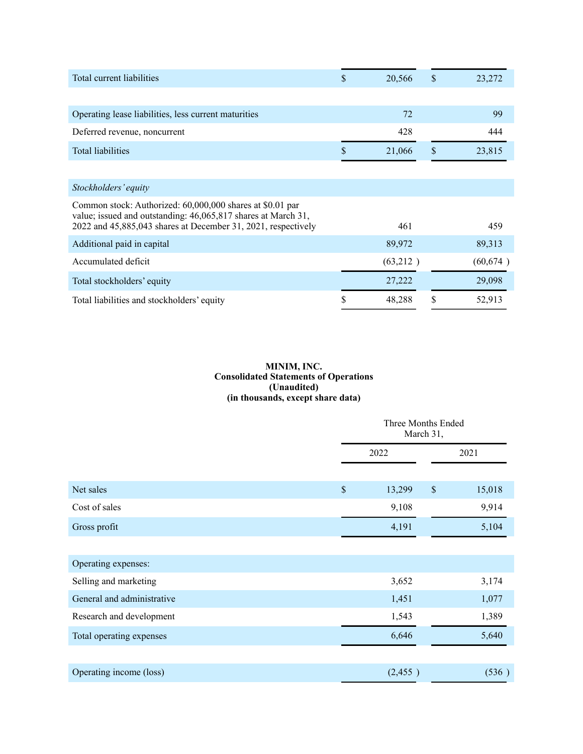| | | |
|---|---|---|
| Total current liabilities | $ 20,566 | $ 23,272 |
| | | |
| Operating lease liabilities, less current maturities | 72 | 99 |
| Deferred revenue, noncurrent | 428 | 444 |
| Total liabilities | $ 21,066 | $ 23,815 |
| | | |
| *Stockholders' equity* | | |
| Common stock: Authorized: 60,000,000 shares at $0.01 par value; issued and outstanding: 46,065,817 shares at March 31, 2022 and 45,885,043 shares at December 31, 2021, respectively | 461 | 459 |
| Additional paid in capital | 89,972 | 89,313 |
| Accumulated deficit | (63,212 ) | (60,674 ) |
| Total stockholders' equity | 27,222 | 29,098 |
| Total liabilities and stockholders' equity | $ 48,288 | $ 52,913 |

**MINIM, INC.**
**Consolidated Statements of Operations**
**(Unaudited)**
**(in thousands, except share data)**

| | Three Months Ended March 31, | |
|---|---|---|
| | 2022 | 2021 |
| | | |
| Net sales | $ 13,299 | $ 15,018 |
| Cost of sales | 9,108 | 9,914 |
| Gross profit | 4,191 | 5,104 |
| | | |
| Operating expenses: | | |
| Selling and marketing | 3,652 | 3,174 |
| General and administrative | 1,451 | 1,077 |
| Research and development | 1,543 | 1,389 |
| Total operating expenses | 6,646 | 5,640 |
| | | |
| Operating income (loss) | (2,455 ) | (536 ) |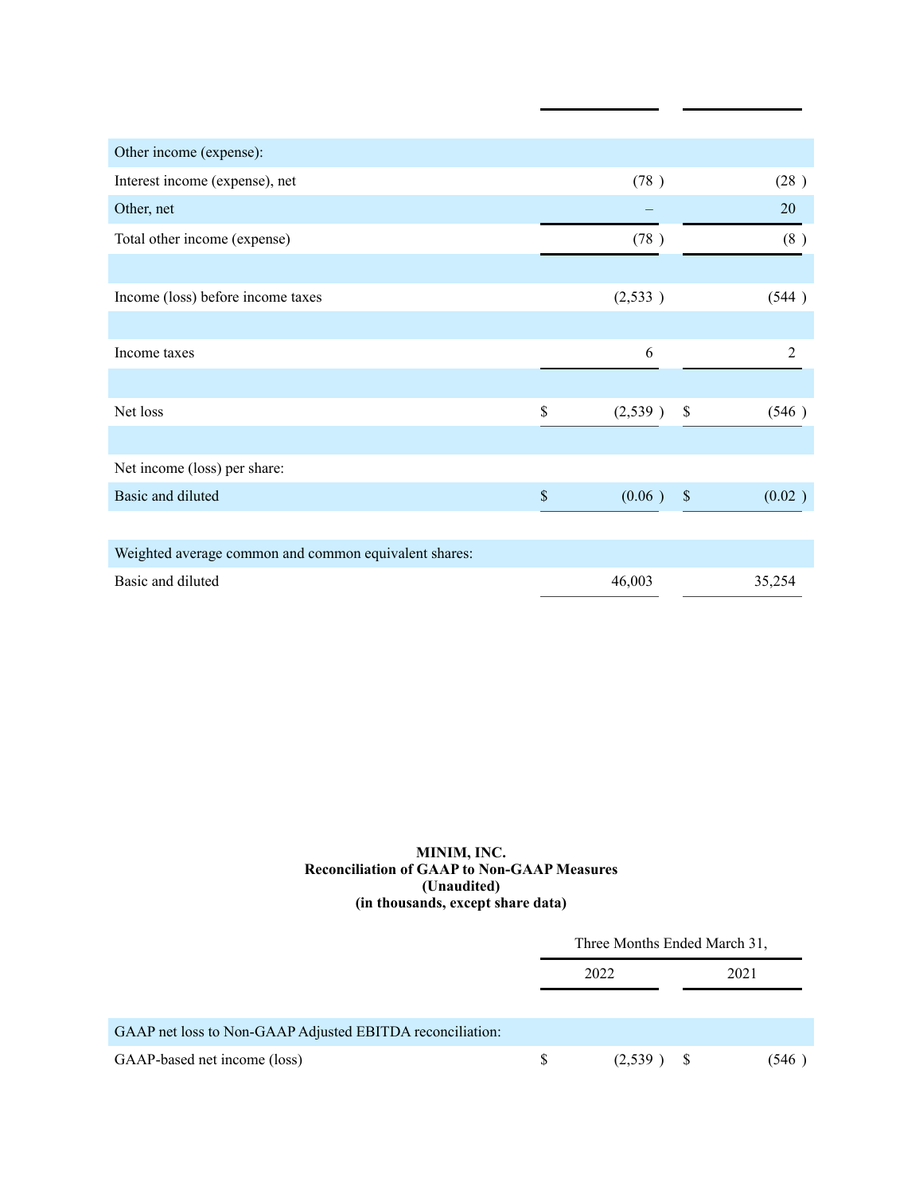| | | |
|---|---|---|
| Other income (expense): | | |
| Interest income (expense), net | (78) | (28) |
| Other, net | – | 20 |
| Total other income (expense) | (78) | (8) |
| | | |
| Income (loss) before income taxes | (2,533) | (544) |
| | | |
| Income taxes | 6 | 2 |
| | | |
| Net loss | $ (2,539) | $ (546) |
| | | |
| Net income (loss) per share: | | |
| Basic and diluted | $ (0.06) | $ (0.02) |
| | | |
| Weighted average common and common equivalent shares: | | |
| Basic and diluted | 46,003 | 35,254 |

**MINIM, INC.**
**Reconciliation of GAAP to Non-GAAP Measures**
**(Unaudited)**
**(in thousands, except share data)**

| | Three Months Ended March 31, | |
|---|---|---|
| | 2022 | 2021 |
| GAAP net loss to Non-GAAP Adjusted EBITDA reconciliation: | | |
| GAAP-based net income (loss) | $ (2,539) | $ (546) |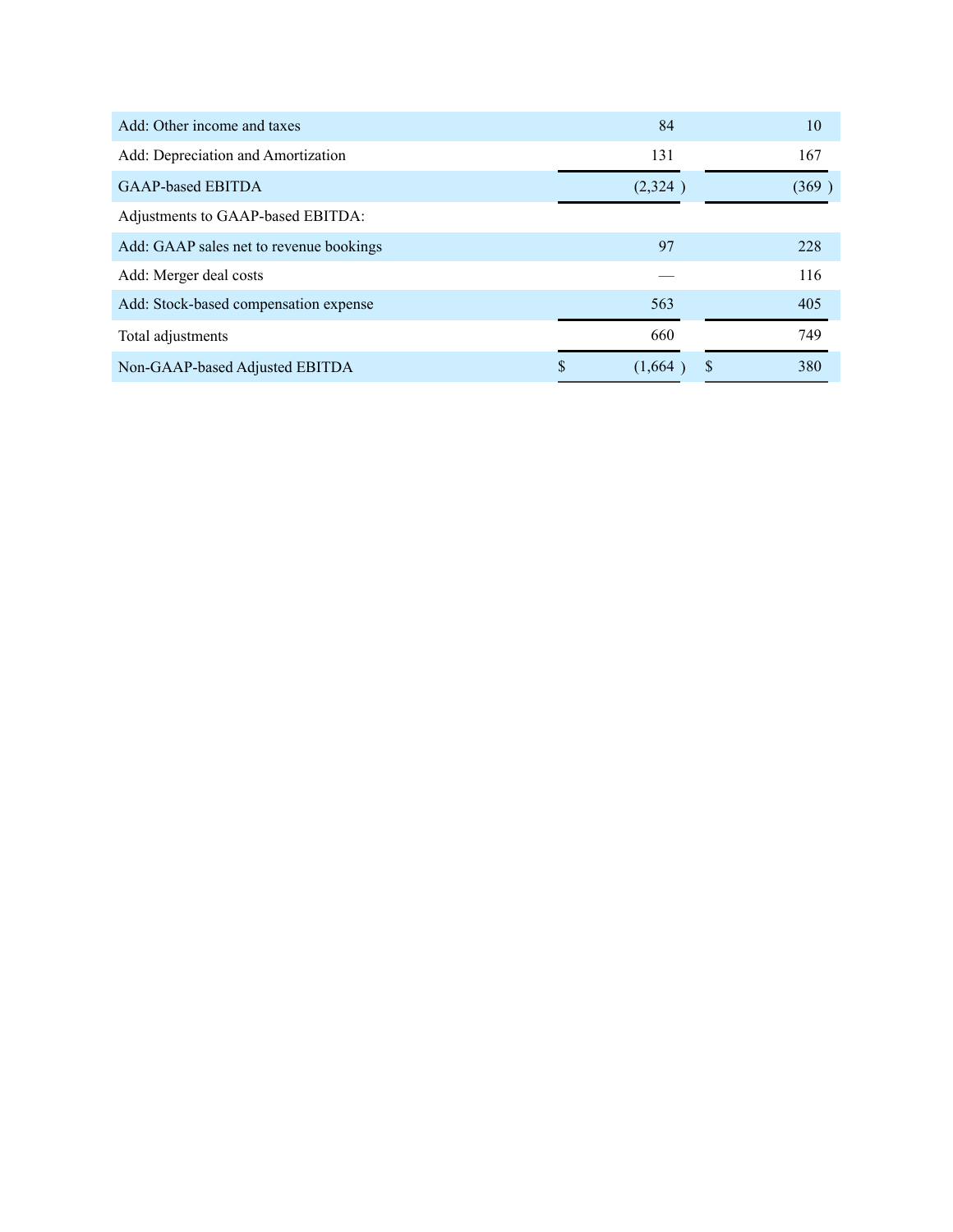| | | |
|---|---|---|
| Add: Other income and taxes | 84 | 10 |
| Add: Depreciation and Amortization | 131 | 167 |
| GAAP-based EBITDA | (2,324 ) | (369 ) |
| Adjustments to GAAP-based EBITDA: | | |
| Add: GAAP sales net to revenue bookings | 97 | 228 |
| Add: Merger deal costs | — | 116 |
| Add: Stock-based compensation expense | 563 | 405 |
| Total adjustments | 660 | 749 |
| Non-GAAP-based Adjusted EBITDA | $ (1,664 ) | $ 380 |